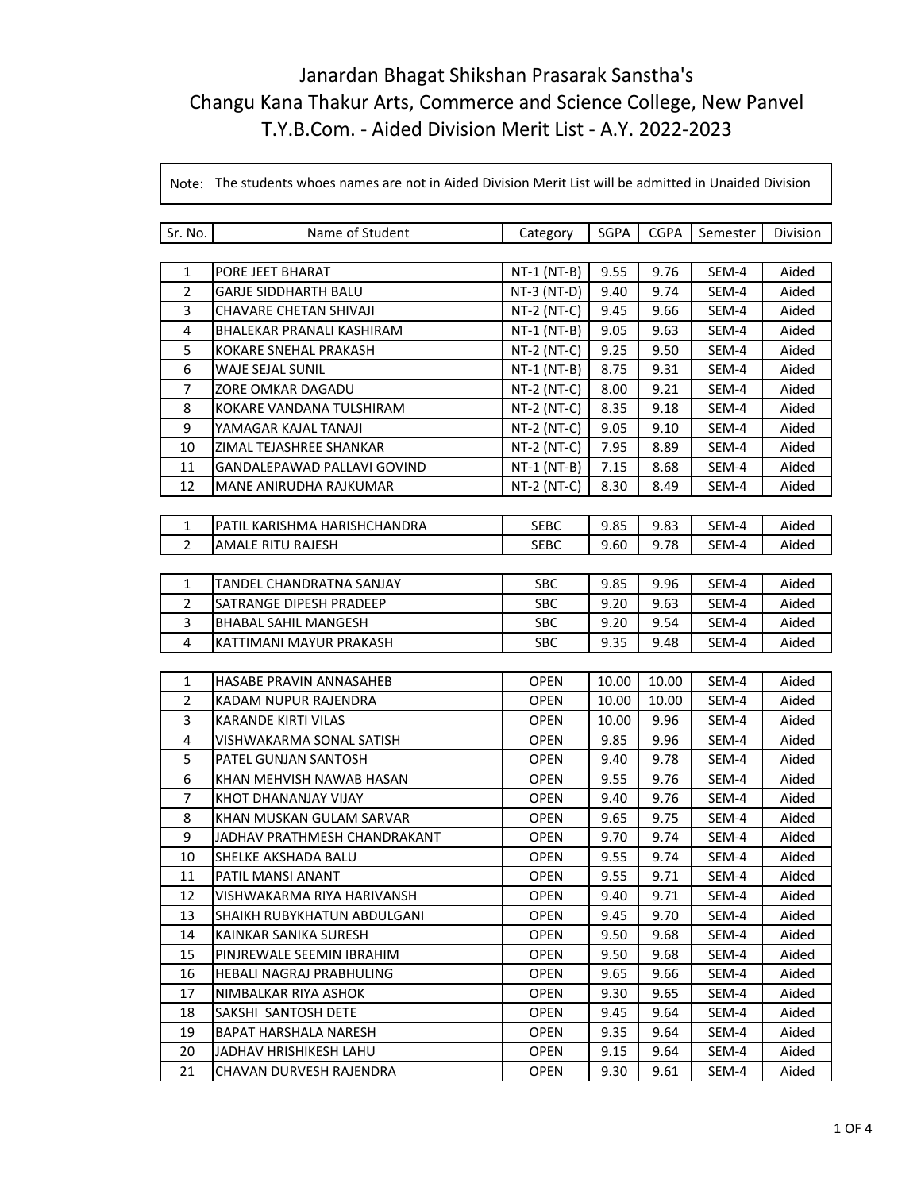# Janardan Bhagat Shikshan Prasarak Sanstha's
# Changu Kana Thakur Arts, Commerce and Science College, New Panvel
# T.Y.B.Com. - Aided Division Merit List - A.Y. 2022-2023

Note: The students whoes names are not in Aided Division Merit List will be admitted in Unaided Division

| Sr. No. | Name of Student | Category | SGPA | CGPA | Semester | Division |
|---|---|---|---|---|---|---|
| 1 | PORE JEET BHARAT | NT-1 (NT-B) | 9.55 | 9.76 | SEM-4 | Aided |
| 2 | GARJE SIDDHARTH BALU | NT-3 (NT-D) | 9.40 | 9.74 | SEM-4 | Aided |
| 3 | CHAVARE CHETAN SHIVAJI | NT-2 (NT-C) | 9.45 | 9.66 | SEM-4 | Aided |
| 4 | BHALEKAR PRANALI KASHIRAM | NT-1 (NT-B) | 9.05 | 9.63 | SEM-4 | Aided |
| 5 | KOKARE SNEHAL PRAKASH | NT-2 (NT-C) | 9.25 | 9.50 | SEM-4 | Aided |
| 6 | WAJE SEJAL SUNIL | NT-1 (NT-B) | 8.75 | 9.31 | SEM-4 | Aided |
| 7 | ZORE OMKAR DAGADU | NT-2 (NT-C) | 8.00 | 9.21 | SEM-4 | Aided |
| 8 | KOKARE VANDANA TULSHIRAM | NT-2 (NT-C) | 8.35 | 9.18 | SEM-4 | Aided |
| 9 | YAMAGAR KAJAL TANAJI | NT-2 (NT-C) | 9.05 | 9.10 | SEM-4 | Aided |
| 10 | ZIMAL TEJASHREE SHANKAR | NT-2 (NT-C) | 7.95 | 8.89 | SEM-4 | Aided |
| 11 | GANDALEPAWAD PALLAVI GOVIND | NT-1 (NT-B) | 7.15 | 8.68 | SEM-4 | Aided |
| 12 | MANE ANIRUDHA RAJKUMAR | NT-2 (NT-C) | 8.30 | 8.49 | SEM-4 | Aided |

| Sr. No. | Name of Student | Category | SGPA | CGPA | Semester | Division |
|---|---|---|---|---|---|---|
| 1 | PATIL KARISHMA HARISHCHANDRA | SEBC | 9.85 | 9.83 | SEM-4 | Aided |
| 2 | AMALE RITU RAJESH | SEBC | 9.60 | 9.78 | SEM-4 | Aided |

| Sr. No. | Name of Student | Category | SGPA | CGPA | Semester | Division |
|---|---|---|---|---|---|---|
| 1 | TANDEL CHANDRATNA SANJAY | SBC | 9.85 | 9.96 | SEM-4 | Aided |
| 2 | SATRANGE DIPESH PRADEEP | SBC | 9.20 | 9.63 | SEM-4 | Aided |
| 3 | BHABAL SAHIL MANGESH | SBC | 9.20 | 9.54 | SEM-4 | Aided |
| 4 | KATTIMANI MAYUR PRAKASH | SBC | 9.35 | 9.48 | SEM-4 | Aided |

| Sr. No. | Name of Student | Category | SGPA | CGPA | Semester | Division |
|---|---|---|---|---|---|---|
| 1 | HASABE PRAVIN ANNASAHEB | OPEN | 10.00 | 10.00 | SEM-4 | Aided |
| 2 | KADAM NUPUR RAJENDRA | OPEN | 10.00 | 10.00 | SEM-4 | Aided |
| 3 | KARANDE KIRTI VILAS | OPEN | 10.00 | 9.96 | SEM-4 | Aided |
| 4 | VISHWAKARMA SONAL SATISH | OPEN | 9.85 | 9.96 | SEM-4 | Aided |
| 5 | PATEL GUNJAN SANTOSH | OPEN | 9.40 | 9.78 | SEM-4 | Aided |
| 6 | KHAN MEHVISH NAWAB HASAN | OPEN | 9.55 | 9.76 | SEM-4 | Aided |
| 7 | KHOT DHANANJAY VIJAY | OPEN | 9.40 | 9.76 | SEM-4 | Aided |
| 8 | KHAN MUSKAN GULAM SARVAR | OPEN | 9.65 | 9.75 | SEM-4 | Aided |
| 9 | JADHAV PRATHMESH CHANDRAKANT | OPEN | 9.70 | 9.74 | SEM-4 | Aided |
| 10 | SHELKE AKSHADA BALU | OPEN | 9.55 | 9.74 | SEM-4 | Aided |
| 11 | PATIL MANSI ANANT | OPEN | 9.55 | 9.71 | SEM-4 | Aided |
| 12 | VISHWAKARMA RIYA HARIVANSH | OPEN | 9.40 | 9.71 | SEM-4 | Aided |
| 13 | SHAIKH RUBYKHATUN ABDULGANI | OPEN | 9.45 | 9.70 | SEM-4 | Aided |
| 14 | KAINKAR SANIKA SURESH | OPEN | 9.50 | 9.68 | SEM-4 | Aided |
| 15 | PINJREWALE SEEMIN IBRAHIM | OPEN | 9.50 | 9.68 | SEM-4 | Aided |
| 16 | HEBALI NAGRAJ PRABHULING | OPEN | 9.65 | 9.66 | SEM-4 | Aided |
| 17 | NIMBALKAR RIYA ASHOK | OPEN | 9.30 | 9.65 | SEM-4 | Aided |
| 18 | SAKSHI SANTOSH DETE | OPEN | 9.45 | 9.64 | SEM-4 | Aided |
| 19 | BAPAT HARSHALA NARESH | OPEN | 9.35 | 9.64 | SEM-4 | Aided |
| 20 | JADHAV HRISHIKESH LAHU | OPEN | 9.15 | 9.64 | SEM-4 | Aided |
| 21 | CHAVAN DURVESH RAJENDRA | OPEN | 9.30 | 9.61 | SEM-4 | Aided |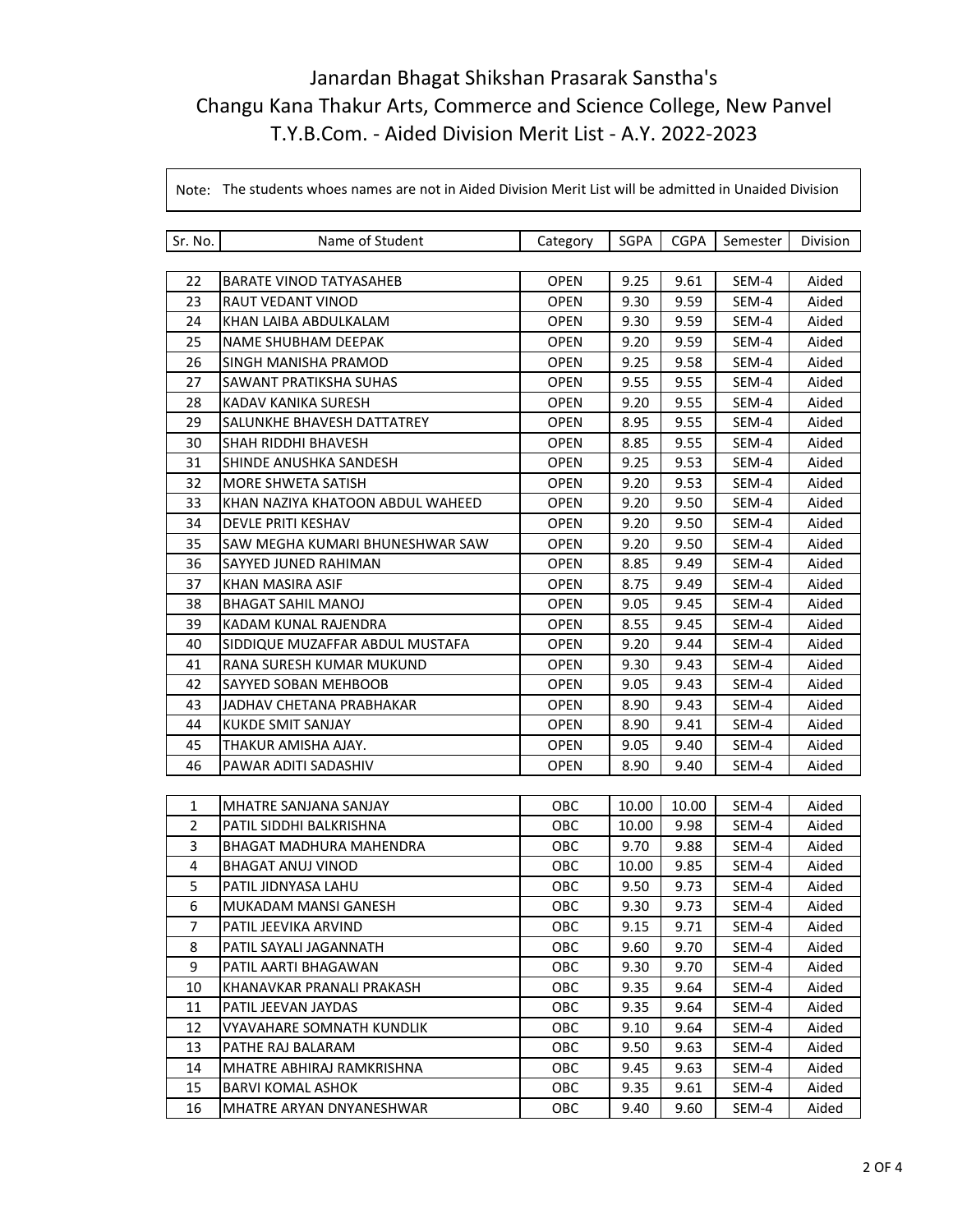# Janardan Bhagat Shikshan Prasarak Sanstha's
# Changu Kana Thakur Arts, Commerce and Science College, New Panvel
## T.Y.B.Com. - Aided Division Merit List - A.Y. 2022-2023

Note: The students whoes names are not in Aided Division Merit List will be admitted in Unaided Division

| Sr. No. | Name of Student | Category | SGPA | CGPA | Semester | Division |
|---|---|---|---|---|---|---|
| 22 | BARATE VINOD TATYASAHEB | OPEN | 9.25 | 9.61 | SEM-4 | Aided |
| 23 | RAUT VEDANT VINOD | OPEN | 9.30 | 9.59 | SEM-4 | Aided |
| 24 | KHAN LAIBA ABDULKALAM | OPEN | 9.30 | 9.59 | SEM-4 | Aided |
| 25 | NAME SHUBHAM DEEPAK | OPEN | 9.20 | 9.59 | SEM-4 | Aided |
| 26 | SINGH MANISHA PRAMOD | OPEN | 9.25 | 9.58 | SEM-4 | Aided |
| 27 | SAWANT PRATIKSHA SUHAS | OPEN | 9.55 | 9.55 | SEM-4 | Aided |
| 28 | KADAV KANIKA SURESH | OPEN | 9.20 | 9.55 | SEM-4 | Aided |
| 29 | SALUNKHE BHAVESH DATTATREY | OPEN | 8.95 | 9.55 | SEM-4 | Aided |
| 30 | SHAH RIDDHI BHAVESH | OPEN | 8.85 | 9.55 | SEM-4 | Aided |
| 31 | SHINDE ANUSHKA SANDESH | OPEN | 9.25 | 9.53 | SEM-4 | Aided |
| 32 | MORE SHWETA SATISH | OPEN | 9.20 | 9.53 | SEM-4 | Aided |
| 33 | KHAN NAZIYA KHATOON ABDUL WAHEED | OPEN | 9.20 | 9.50 | SEM-4 | Aided |
| 34 | DEVLE PRITI KESHAV | OPEN | 9.20 | 9.50 | SEM-4 | Aided |
| 35 | SAW MEGHA KUMARI BHUNESHWAR SAW | OPEN | 9.20 | 9.50 | SEM-4 | Aided |
| 36 | SAYYED JUNED RAHIMAN | OPEN | 8.85 | 9.49 | SEM-4 | Aided |
| 37 | KHAN MASIRA ASIF | OPEN | 8.75 | 9.49 | SEM-4 | Aided |
| 38 | BHAGAT SAHIL MANOJ | OPEN | 9.05 | 9.45 | SEM-4 | Aided |
| 39 | KADAM KUNAL RAJENDRA | OPEN | 8.55 | 9.45 | SEM-4 | Aided |
| 40 | SIDDIQUE MUZAFFAR ABDUL MUSTAFA | OPEN | 9.20 | 9.44 | SEM-4 | Aided |
| 41 | RANA SURESH KUMAR MUKUND | OPEN | 9.30 | 9.43 | SEM-4 | Aided |
| 42 | SAYYED SOBAN MEHBOOB | OPEN | 9.05 | 9.43 | SEM-4 | Aided |
| 43 | JADHAV CHETANA PRABHAKAR | OPEN | 8.90 | 9.43 | SEM-4 | Aided |
| 44 | KUKDE SMIT SANJAY | OPEN | 8.90 | 9.41 | SEM-4 | Aided |
| 45 | THAKUR AMISHA AJAY. | OPEN | 9.05 | 9.40 | SEM-4 | Aided |
| 46 | PAWAR ADITI SADASHIV | OPEN | 8.90 | 9.40 | SEM-4 | Aided |
| 1 | MHATRE SANJANA SANJAY | OBC | 10.00 | 10.00 | SEM-4 | Aided |
| 2 | PATIL SIDDHI BALKRISHNA | OBC | 10.00 | 9.98 | SEM-4 | Aided |
| 3 | BHAGAT MADHURA MAHENDRA | OBC | 9.70 | 9.88 | SEM-4 | Aided |
| 4 | BHAGAT ANUJ VINOD | OBC | 10.00 | 9.85 | SEM-4 | Aided |
| 5 | PATIL JIDNYASA LAHU | OBC | 9.50 | 9.73 | SEM-4 | Aided |
| 6 | MUKADAM MANSI GANESH | OBC | 9.30 | 9.73 | SEM-4 | Aided |
| 7 | PATIL JEEVIKA ARVIND | OBC | 9.15 | 9.71 | SEM-4 | Aided |
| 8 | PATIL SAYALI JAGANNATH | OBC | 9.60 | 9.70 | SEM-4 | Aided |
| 9 | PATIL AARTI BHAGAWAN | OBC | 9.30 | 9.70 | SEM-4 | Aided |
| 10 | KHANAVKAR PRANALI PRAKASH | OBC | 9.35 | 9.64 | SEM-4 | Aided |
| 11 | PATIL JEEVAN JAYDAS | OBC | 9.35 | 9.64 | SEM-4 | Aided |
| 12 | VYAVAHARE SOMNATH KUNDLIK | OBC | 9.10 | 9.64 | SEM-4 | Aided |
| 13 | PATHE RAJ BALARAM | OBC | 9.50 | 9.63 | SEM-4 | Aided |
| 14 | MHATRE ABHIRAJ RAMKRISHNA | OBC | 9.45 | 9.63 | SEM-4 | Aided |
| 15 | BARVI KOMAL ASHOK | OBC | 9.35 | 9.61 | SEM-4 | Aided |
| 16 | MHATRE ARYAN DNYANESHWAR | OBC | 9.40 | 9.60 | SEM-4 | Aided |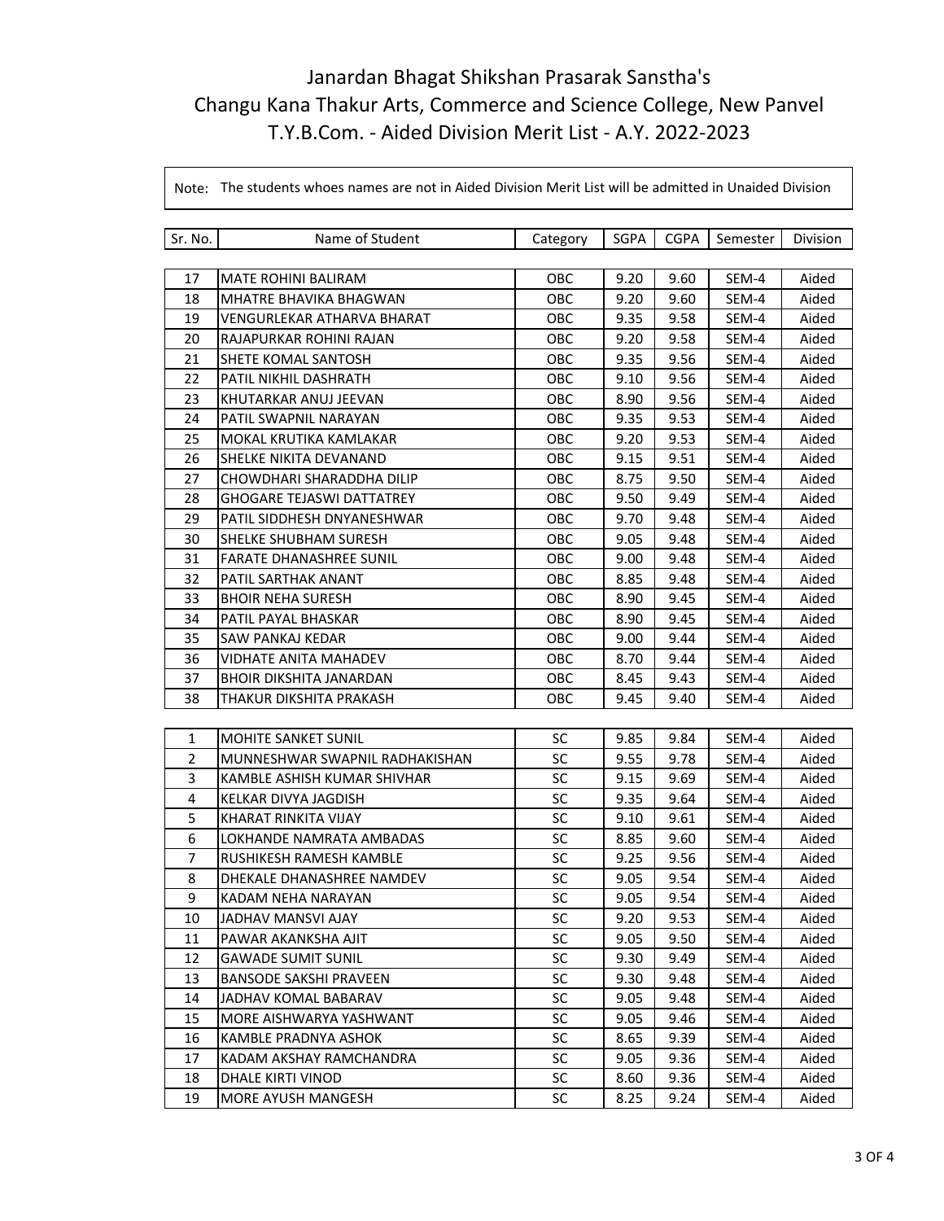# Janardan Bhagat Shikshan Prasarak Sanstha's
# Changu Kana Thakur Arts, Commerce and Science College, New Panvel
## T.Y.B.Com. - Aided Division Merit List - A.Y. 2022-2023

Note: The students whoes names are not in Aided Division Merit List will be admitted in Unaided Division

| Sr. No. | Name of Student | Category | SGPA | CGPA | Semester | Division |
|---|---|---|---|---|---|---|
| 17 | MATE ROHINI BALIRAM | OBC | 9.20 | 9.60 | SEM-4 | Aided |
| 18 | MHATRE BHAVIKA BHAGWAN | OBC | 9.20 | 9.60 | SEM-4 | Aided |
| 19 | VENGURLEKAR ATHARVA BHARAT | OBC | 9.35 | 9.58 | SEM-4 | Aided |
| 20 | RAJAPURKAR ROHINI RAJAN | OBC | 9.20 | 9.58 | SEM-4 | Aided |
| 21 | SHETE KOMAL SANTOSH | OBC | 9.35 | 9.56 | SEM-4 | Aided |
| 22 | PATIL NIKHIL DASHRATH | OBC | 9.10 | 9.56 | SEM-4 | Aided |
| 23 | KHUTARKAR ANUJ JEEVAN | OBC | 8.90 | 9.56 | SEM-4 | Aided |
| 24 | PATIL SWAPNIL NARAYAN | OBC | 9.35 | 9.53 | SEM-4 | Aided |
| 25 | MOKAL KRUTIKA KAMLAKAR | OBC | 9.20 | 9.53 | SEM-4 | Aided |
| 26 | SHELKE NIKITA DEVANAND | OBC | 9.15 | 9.51 | SEM-4 | Aided |
| 27 | CHOWDHARI SHARADDHA DILIP | OBC | 8.75 | 9.50 | SEM-4 | Aided |
| 28 | GHOGARE TEJASWI DATTATREY | OBC | 9.50 | 9.49 | SEM-4 | Aided |
| 29 | PATIL SIDDHESH DNYANESHWAR | OBC | 9.70 | 9.48 | SEM-4 | Aided |
| 30 | SHELKE SHUBHAM SURESH | OBC | 9.05 | 9.48 | SEM-4 | Aided |
| 31 | FARATE DHANASHREE SUNIL | OBC | 9.00 | 9.48 | SEM-4 | Aided |
| 32 | PATIL SARTHAK ANANT | OBC | 8.85 | 9.48 | SEM-4 | Aided |
| 33 | BHOIR NEHA SURESH | OBC | 8.90 | 9.45 | SEM-4 | Aided |
| 34 | PATIL PAYAL BHASKAR | OBC | 8.90 | 9.45 | SEM-4 | Aided |
| 35 | SAW PANKAJ KEDAR | OBC | 9.00 | 9.44 | SEM-4 | Aided |
| 36 | VIDHATE ANITA MAHADEV | OBC | 8.70 | 9.44 | SEM-4 | Aided |
| 37 | BHOIR DIKSHITA JANARDAN | OBC | 8.45 | 9.43 | SEM-4 | Aided |
| 38 | THAKUR DIKSHITA PRAKASH | OBC | 9.45 | 9.40 | SEM-4 | Aided |
| 1 | MOHITE SANKET SUNIL | SC | 9.85 | 9.84 | SEM-4 | Aided |
| 2 | MUNNESHWAR SWAPNIL RADHAKISHAN | SC | 9.55 | 9.78 | SEM-4 | Aided |
| 3 | KAMBLE ASHISH KUMAR SHIVHAR | SC | 9.15 | 9.69 | SEM-4 | Aided |
| 4 | KELKAR DIVYA JAGDISH | SC | 9.35 | 9.64 | SEM-4 | Aided |
| 5 | KHARAT RINKITA VIJAY | SC | 9.10 | 9.61 | SEM-4 | Aided |
| 6 | LOKHANDE NAMRATA AMBADAS | SC | 8.85 | 9.60 | SEM-4 | Aided |
| 7 | RUSHIKESH RAMESH KAMBLE | SC | 9.25 | 9.56 | SEM-4 | Aided |
| 8 | DHEKALE DHANASHREE NAMDEV | SC | 9.05 | 9.54 | SEM-4 | Aided |
| 9 | KADAM NEHA NARAYAN | SC | 9.05 | 9.54 | SEM-4 | Aided |
| 10 | JADHAV MANSVI AJAY | SC | 9.20 | 9.53 | SEM-4 | Aided |
| 11 | PAWAR AKANKSHA AJIT | SC | 9.05 | 9.50 | SEM-4 | Aided |
| 12 | GAWADE SUMIT SUNIL | SC | 9.30 | 9.49 | SEM-4 | Aided |
| 13 | BANSODE SAKSHI PRAVEEN | SC | 9.30 | 9.48 | SEM-4 | Aided |
| 14 | JADHAV KOMAL BABARAV | SC | 9.05 | 9.48 | SEM-4 | Aided |
| 15 | MORE AISHWARYA YASHWANT | SC | 9.05 | 9.46 | SEM-4 | Aided |
| 16 | KAMBLE PRADNYA ASHOK | SC | 8.65 | 9.39 | SEM-4 | Aided |
| 17 | KADAM AKSHAY RAMCHANDRA | SC | 9.05 | 9.36 | SEM-4 | Aided |
| 18 | DHALE KIRTI VINOD | SC | 8.60 | 9.36 | SEM-4 | Aided |
| 19 | MORE AYUSH MANGESH | SC | 8.25 | 9.24 | SEM-4 | Aided |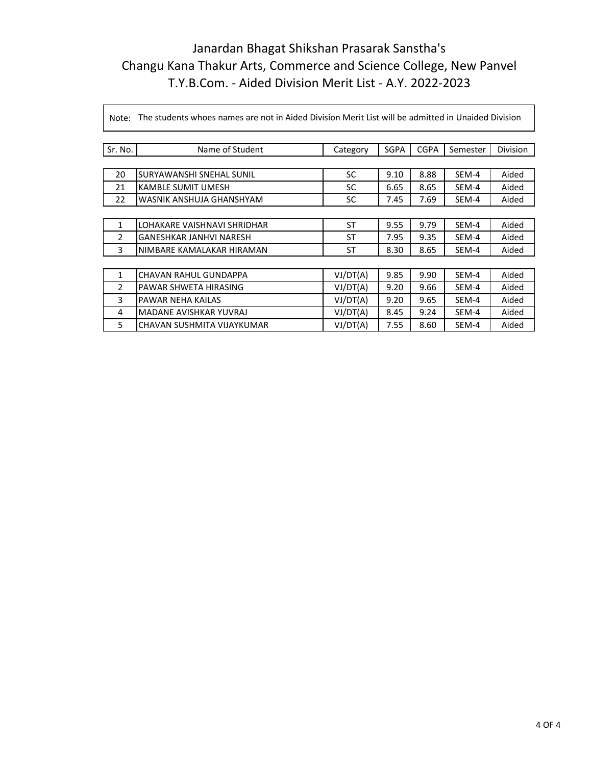# Janardan Bhagat Shikshan Prasarak Sanstha's
# Changu Kana Thakur Arts, Commerce and Science College, New Panvel
# T.Y.B.Com. - Aided Division Merit List - A.Y. 2022-2023

Note: The students whoes names are not in Aided Division Merit List will be admitted in Unaided Division

| Sr. No. | Name of Student | Category | SGPA | CGPA | Semester | Division |
|---|---|---|---|---|---|---|
| 20 | SURYAWANSHI SNEHAL SUNIL | SC | 9.10 | 8.88 | SEM-4 | Aided |
| 21 | KAMBLE SUMIT UMESH | SC | 6.65 | 8.65 | SEM-4 | Aided |
| 22 | WASNIK ANSHUJA GHANSHYAM | SC | 7.45 | 7.69 | SEM-4 | Aided |
| 1 | LOHAKARE VAISHNAVI SHRIDHAR | ST | 9.55 | 9.79 | SEM-4 | Aided |
| 2 | GANESHKAR JANHVI NARESH | ST | 7.95 | 9.35 | SEM-4 | Aided |
| 3 | NIMBARE KAMALAKAR HIRAMAN | ST | 8.30 | 8.65 | SEM-4 | Aided |
| 1 | CHAVAN RAHUL GUNDAPPA | VJ/DT(A) | 9.85 | 9.90 | SEM-4 | Aided |
| 2 | PAWAR SHWETA HIRASING | VJ/DT(A) | 9.20 | 9.66 | SEM-4 | Aided |
| 3 | PAWAR NEHA KAILAS | VJ/DT(A) | 9.20 | 9.65 | SEM-4 | Aided |
| 4 | MADANE AVISHKAR YUVRAJ | VJ/DT(A) | 8.45 | 9.24 | SEM-4 | Aided |
| 5 | CHAVAN SUSHMITA VIJAYKUMAR | VJ/DT(A) | 7.55 | 8.60 | SEM-4 | Aided |